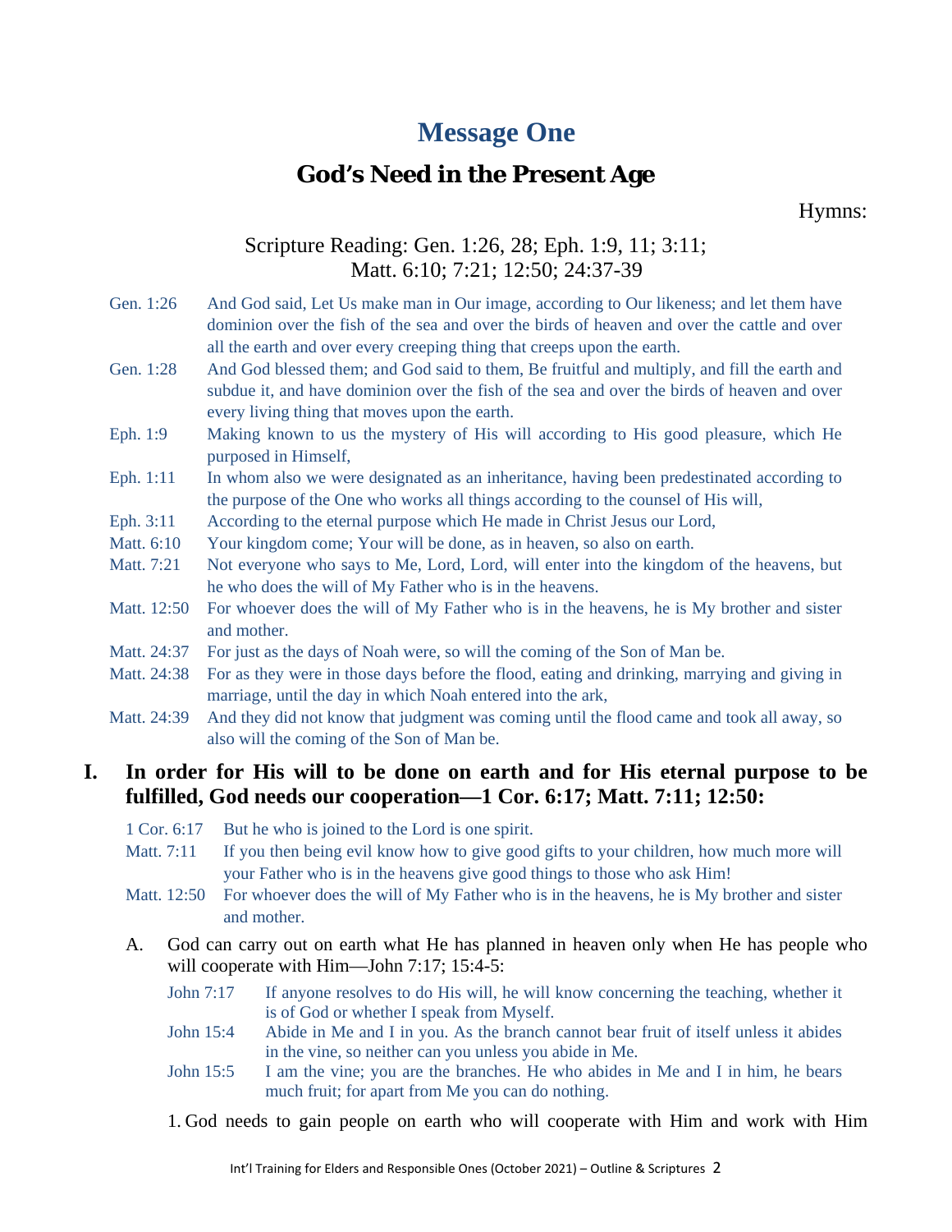# Message One

## God's Need in the Present Age

Hymns:

Scripture Reading: Gen. 1:26, 28; Eph. 1:9, 11; 3:11; Matt. 6:10; 7:21; 12:50; 24:37-39

Gen. 1:26 And God said, Let Us make man in Our image, according to Our likeness; and let them have dominion over the fish of the sea and over the birds of heaven and over the cattle and over all the earth and over every creeping thing that creeps upon the earth.

Gen. 1:28 And God blessed them; and God said to them, Be fruitful and multiply, and fill the earth and subdue it, and have dominion over the fish of the sea and over the birds of heaven and over every living thing that moves upon the earth.

Eph. 1:9 Making known to us the mystery of His will according to His good pleasure, which He purposed in Himself,

Eph. 1:11 In whom also we were designated as an inheritance, having been predestinated according to the purpose of the One who works all things according to the counsel of His will,

Eph. 3:11 According to the eternal purpose which He made in Christ Jesus our Lord,

Matt. 6:10 Your kingdom come; Your will be done, as in heaven, so also on earth.

Matt. 7:21 Not everyone who says to Me, Lord, Lord, will enter into the kingdom of the heavens, but he who does the will of My Father who is in the heavens.

Matt. 12:50 For whoever does the will of My Father who is in the heavens, he is My brother and sister and mother.

Matt. 24:37 For just as the days of Noah were, so will the coming of the Son of Man be.

Matt. 24:38 For as they were in those days before the flood, eating and drinking, marrying and giving in marriage, until the day in which Noah entered into the ark,

Matt. 24:39 And they did not know that judgment was coming until the flood came and took all away, so also will the coming of the Son of Man be.

## I. In order for His will to be done on earth and for His eternal purpose to be fulfilled, God needs our cooperation—1 Cor. 6:17; Matt. 7:11; 12:50:

1 Cor. 6:17 But he who is joined to the Lord is one spirit.

Matt. 7:11 If you then being evil know how to give good gifts to your children, how much more will your Father who is in the heavens give good things to those who ask Him!

Matt. 12:50 For whoever does the will of My Father who is in the heavens, he is My brother and sister and mother.

A. God can carry out on earth what He has planned in heaven only when He has people who will cooperate with Him—John 7:17; 15:4-5:

John 7:17 If anyone resolves to do His will, he will know concerning the teaching, whether it is of God or whether I speak from Myself.

John 15:4 Abide in Me and I in you. As the branch cannot bear fruit of itself unless it abides in the vine, so neither can you unless you abide in Me.

John 15:5 I am the vine; you are the branches. He who abides in Me and I in him, he bears much fruit; for apart from Me you can do nothing.

1. God needs to gain people on earth who will cooperate with Him and work with Him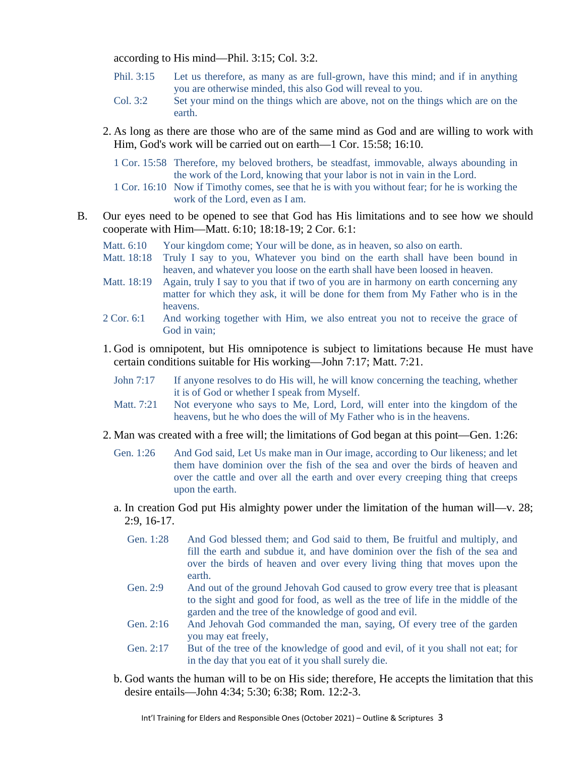according to His mind—Phil. 3:15; Col. 3:2.

> Phil. 3:15 Let us therefore, as many as are full-grown, have this mind; and if in anything you are otherwise minded, this also God will reveal to you.
>
> Col. 3:2 Set your mind on the things which are above, not on the things which are on the earth.

2. As long as there are those who are of the same mind as God and are willing to work with Him, God's work will be carried out on earth—1 Cor. 15:58; 16:10.

> 1 Cor. 15:58 Therefore, my beloved brothers, be steadfast, immovable, always abounding in the work of the Lord, knowing that your labor is not in vain in the Lord.
>
> 1 Cor. 16:10 Now if Timothy comes, see that he is with you without fear; for he is working the work of the Lord, even as I am.

B. Our eyes need to be opened to see that God has His limitations and to see how we should cooperate with Him—Matt. 6:10; 18:18-19; 2 Cor. 6:1:

> Matt. 6:10 Your kingdom come; Your will be done, as in heaven, so also on earth.
>
> Matt. 18:18 Truly I say to you, Whatever you bind on the earth shall have been bound in heaven, and whatever you loose on the earth shall have been loosed in heaven.
>
> Matt. 18:19 Again, truly I say to you that if two of you are in harmony on earth concerning any matter for which they ask, it will be done for them from My Father who is in the heavens.
>
> 2 Cor. 6:1 And working together with Him, we also entreat you not to receive the grace of God in vain;

1. God is omnipotent, but His omnipotence is subject to limitations because He must have certain conditions suitable for His working—John 7:17; Matt. 7:21.

> John 7:17 If anyone resolves to do His will, he will know concerning the teaching, whether it is of God or whether I speak from Myself.
>
> Matt. 7:21 Not everyone who says to Me, Lord, Lord, will enter into the kingdom of the heavens, but he who does the will of My Father who is in the heavens.

2. Man was created with a free will; the limitations of God began at this point—Gen. 1:26:

> Gen. 1:26 And God said, Let Us make man in Our image, according to Our likeness; and let them have dominion over the fish of the sea and over the birds of heaven and over the cattle and over all the earth and over every creeping thing that creeps upon the earth.

a. In creation God put His almighty power under the limitation of the human will—v. 28; 2:9, 16-17.

> Gen. 1:28 And God blessed them; and God said to them, Be fruitful and multiply, and fill the earth and subdue it, and have dominion over the fish of the sea and over the birds of heaven and over every living thing that moves upon the earth.
>
> Gen. 2:9 And out of the ground Jehovah God caused to grow every tree that is pleasant to the sight and good for food, as well as the tree of life in the middle of the garden and the tree of the knowledge of good and evil.
>
> Gen. 2:16 And Jehovah God commanded the man, saying, Of every tree of the garden you may eat freely,
>
> Gen. 2:17 But of the tree of the knowledge of good and evil, of it you shall not eat; for in the day that you eat of it you shall surely die.

b. God wants the human will to be on His side; therefore, He accepts the limitation that this desire entails—John 4:34; 5:30; 6:38; Rom. 12:2-3.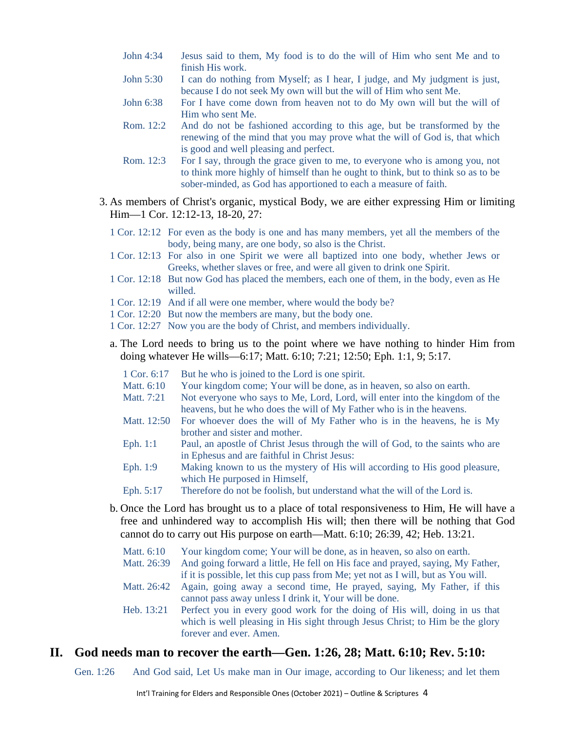John 4:34 Jesus said to them, My food is to do the will of Him who sent Me and to finish His work.

John 5:30 I can do nothing from Myself; as I hear, I judge, and My judgment is just, because I do not seek My own will but the will of Him who sent Me.

John 6:38 For I have come down from heaven not to do My own will but the will of Him who sent Me.

Rom. 12:2 And do not be fashioned according to this age, but be transformed by the renewing of the mind that you may prove what the will of God is, that which is good and well pleasing and perfect.

Rom. 12:3 For I say, through the grace given to me, to everyone who is among you, not to think more highly of himself than he ought to think, but to think so as to be sober-minded, as God has apportioned to each a measure of faith.

3. As members of Christ's organic, mystical Body, we are either expressing Him or limiting Him—1 Cor. 12:12-13, 18-20, 27:

1 Cor. 12:12 For even as the body is one and has many members, yet all the members of the body, being many, are one body, so also is the Christ.

1 Cor. 12:13 For also in one Spirit we were all baptized into one body, whether Jews or Greeks, whether slaves or free, and were all given to drink one Spirit.

1 Cor. 12:18 But now God has placed the members, each one of them, in the body, even as He willed.

1 Cor. 12:19 And if all were one member, where would the body be?

1 Cor. 12:20 But now the members are many, but the body one.

1 Cor. 12:27 Now you are the body of Christ, and members individually.

a. The Lord needs to bring us to the point where we have nothing to hinder Him from doing whatever He wills—6:17; Matt. 6:10; 7:21; 12:50; Eph. 1:1, 9; 5:17.

1 Cor. 6:17 But he who is joined to the Lord is one spirit.

Matt. 6:10 Your kingdom come; Your will be done, as in heaven, so also on earth.

Matt. 7:21 Not everyone who says to Me, Lord, Lord, will enter into the kingdom of the heavens, but he who does the will of My Father who is in the heavens.

Matt. 12:50 For whoever does the will of My Father who is in the heavens, he is My brother and sister and mother.

Eph. 1:1 Paul, an apostle of Christ Jesus through the will of God, to the saints who are in Ephesus and are faithful in Christ Jesus:

Eph. 1:9 Making known to us the mystery of His will according to His good pleasure, which He purposed in Himself,

Eph. 5:17 Therefore do not be foolish, but understand what the will of the Lord is.

b. Once the Lord has brought us to a place of total responsiveness to Him, He will have a free and unhindered way to accomplish His will; then there will be nothing that God cannot do to carry out His purpose on earth—Matt. 6:10; 26:39, 42; Heb. 13:21.

Matt. 6:10 Your kingdom come; Your will be done, as in heaven, so also on earth.

Matt. 26:39 And going forward a little, He fell on His face and prayed, saying, My Father, if it is possible, let this cup pass from Me; yet not as I will, but as You will.

Matt. 26:42 Again, going away a second time, He prayed, saying, My Father, if this cannot pass away unless I drink it, Your will be done.

Heb. 13:21 Perfect you in every good work for the doing of His will, doing in us that which is well pleasing in His sight through Jesus Christ; to Him be the glory forever and ever. Amen.

## II. God needs man to recover the earth—Gen. 1:26, 28; Matt. 6:10; Rev. 5:10:

Gen. 1:26 And God said, Let Us make man in Our image, according to Our likeness; and let them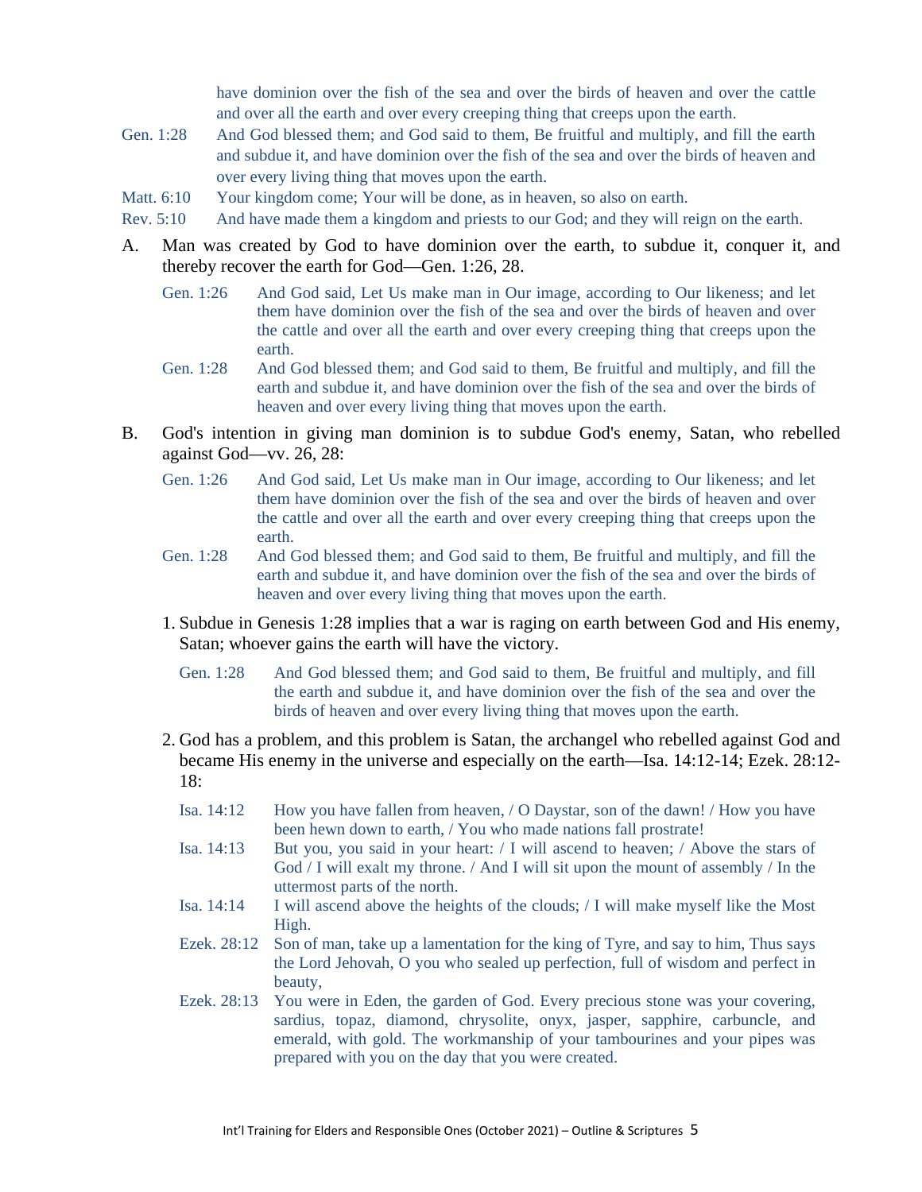have dominion over the fish of the sea and over the birds of heaven and over the cattle and over all the earth and over every creeping thing that creeps upon the earth.

Gen. 1:28 And God blessed them; and God said to them, Be fruitful and multiply, and fill the earth and subdue it, and have dominion over the fish of the sea and over the birds of heaven and over every living thing that moves upon the earth.

Matt. 6:10 Your kingdom come; Your will be done, as in heaven, so also on earth.

Rev. 5:10 And have made them a kingdom and priests to our God; and they will reign on the earth.

A. Man was created by God to have dominion over the earth, to subdue it, conquer it, and thereby recover the earth for God—Gen. 1:26, 28.

> Gen. 1:26 And God said, Let Us make man in Our image, according to Our likeness; and let them have dominion over the fish of the sea and over the birds of heaven and over the cattle and over all the earth and over every creeping thing that creeps upon the earth.
>
> Gen. 1:28 And God blessed them; and God said to them, Be fruitful and multiply, and fill the earth and subdue it, and have dominion over the fish of the sea and over the birds of heaven and over every living thing that moves upon the earth.

B. God's intention in giving man dominion is to subdue God's enemy, Satan, who rebelled against God—vv. 26, 28:

> Gen. 1:26 And God said, Let Us make man in Our image, according to Our likeness; and let them have dominion over the fish of the sea and over the birds of heaven and over the cattle and over all the earth and over every creeping thing that creeps upon the earth.
>
> Gen. 1:28 And God blessed them; and God said to them, Be fruitful and multiply, and fill the earth and subdue it, and have dominion over the fish of the sea and over the birds of heaven and over every living thing that moves upon the earth.

1. Subdue in Genesis 1:28 implies that a war is raging on earth between God and His enemy, Satan; whoever gains the earth will have the victory.

> Gen. 1:28 And God blessed them; and God said to them, Be fruitful and multiply, and fill the earth and subdue it, and have dominion over the fish of the sea and over the birds of heaven and over every living thing that moves upon the earth.

2. God has a problem, and this problem is Satan, the archangel who rebelled against God and became His enemy in the universe and especially on the earth—Isa. 14:12-14; Ezek. 28:12-18:

> Isa. 14:12 How you have fallen from heaven, / O Daystar, son of the dawn! / How you have been hewn down to earth, / You who made nations fall prostrate!
>
> Isa. 14:13 But you, you said in your heart: / I will ascend to heaven; / Above the stars of God / I will exalt my throne. / And I will sit upon the mount of assembly / In the uttermost parts of the north.
>
> Isa. 14:14 I will ascend above the heights of the clouds; / I will make myself like the Most High.
>
> Ezek. 28:12 Son of man, take up a lamentation for the king of Tyre, and say to him, Thus says the Lord Jehovah, O you who sealed up perfection, full of wisdom and perfect in beauty,
>
> Ezek. 28:13 You were in Eden, the garden of God. Every precious stone was your covering, sardius, topaz, diamond, chrysolite, onyx, jasper, sapphire, carbuncle, and emerald, with gold. The workmanship of your tambourines and your pipes was prepared with you on the day that you were created.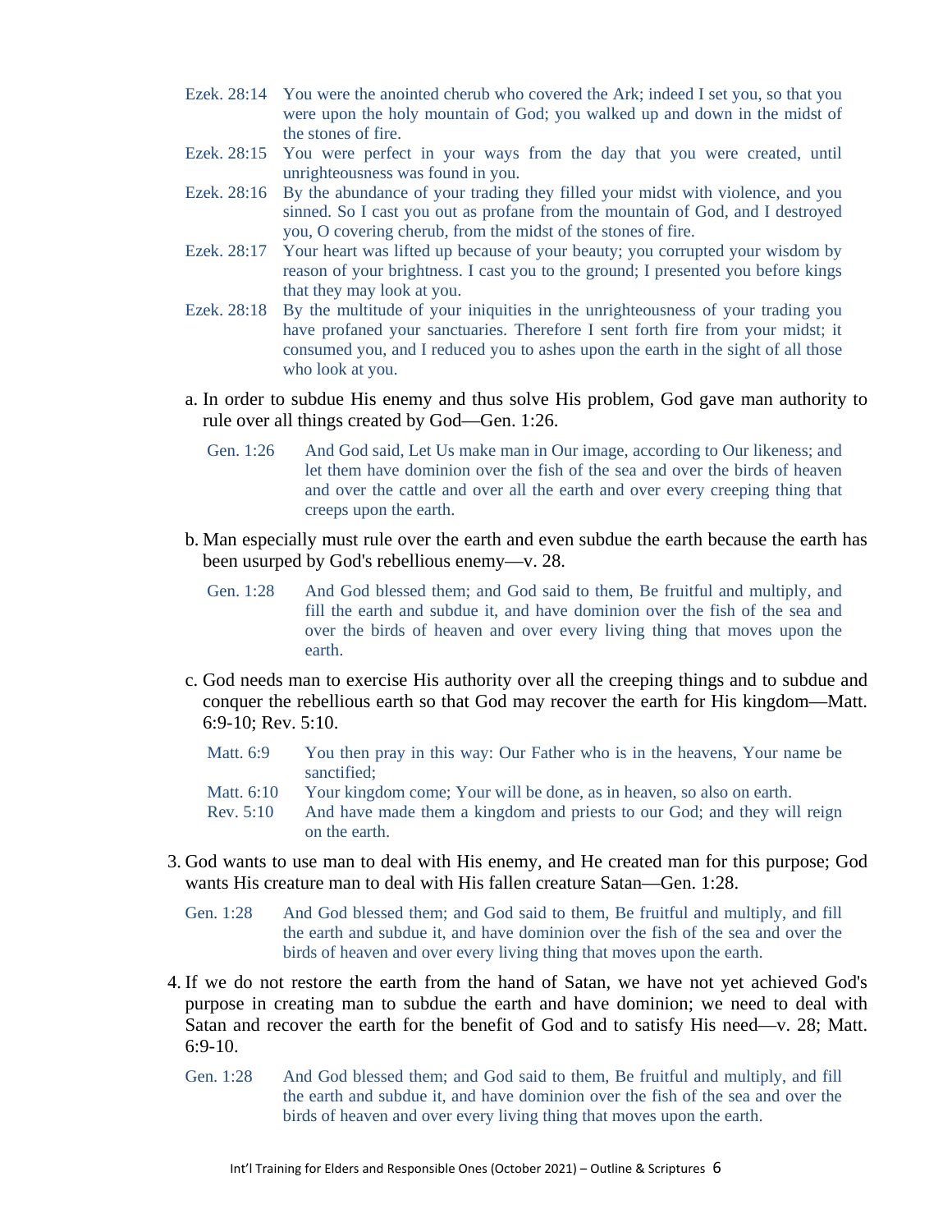Ezek. 28:14 You were the anointed cherub who covered the Ark; indeed I set you, so that you were upon the holy mountain of God; you walked up and down in the midst of the stones of fire.

Ezek. 28:15 You were perfect in your ways from the day that you were created, until unrighteousness was found in you.

Ezek. 28:16 By the abundance of your trading they filled your midst with violence, and you sinned. So I cast you out as profane from the mountain of God, and I destroyed you, O covering cherub, from the midst of the stones of fire.

Ezek. 28:17 Your heart was lifted up because of your beauty; you corrupted your wisdom by reason of your brightness. I cast you to the ground; I presented you before kings that they may look at you.

Ezek. 28:18 By the multitude of your iniquities in the unrighteousness of your trading you have profaned your sanctuaries. Therefore I sent forth fire from your midst; it consumed you, and I reduced you to ashes upon the earth in the sight of all those who look at you.

a. In order to subdue His enemy and thus solve His problem, God gave man authority to rule over all things created by God—Gen. 1:26.

Gen. 1:26 And God said, Let Us make man in Our image, according to Our likeness; and let them have dominion over the fish of the sea and over the birds of heaven and over the cattle and over all the earth and over every creeping thing that creeps upon the earth.

b. Man especially must rule over the earth and even subdue the earth because the earth has been usurped by God's rebellious enemy—v. 28.

Gen. 1:28 And God blessed them; and God said to them, Be fruitful and multiply, and fill the earth and subdue it, and have dominion over the fish of the sea and over the birds of heaven and over every living thing that moves upon the earth.

c. God needs man to exercise His authority over all the creeping things and to subdue and conquer the rebellious earth so that God may recover the earth for His kingdom—Matt. 6:9-10; Rev. 5:10.

Matt. 6:9 You then pray in this way: Our Father who is in the heavens, Your name be sanctified;

Matt. 6:10 Your kingdom come; Your will be done, as in heaven, so also on earth.

Rev. 5:10 And have made them a kingdom and priests to our God; and they will reign on the earth.

3. God wants to use man to deal with His enemy, and He created man for this purpose; God wants His creature man to deal with His fallen creature Satan—Gen. 1:28.

Gen. 1:28 And God blessed them; and God said to them, Be fruitful and multiply, and fill the earth and subdue it, and have dominion over the fish of the sea and over the birds of heaven and over every living thing that moves upon the earth.

4. If we do not restore the earth from the hand of Satan, we have not yet achieved God's purpose in creating man to subdue the earth and have dominion; we need to deal with Satan and recover the earth for the benefit of God and to satisfy His need—v. 28; Matt. 6:9-10.

Gen. 1:28 And God blessed them; and God said to them, Be fruitful and multiply, and fill the earth and subdue it, and have dominion over the fish of the sea and over the birds of heaven and over every living thing that moves upon the earth.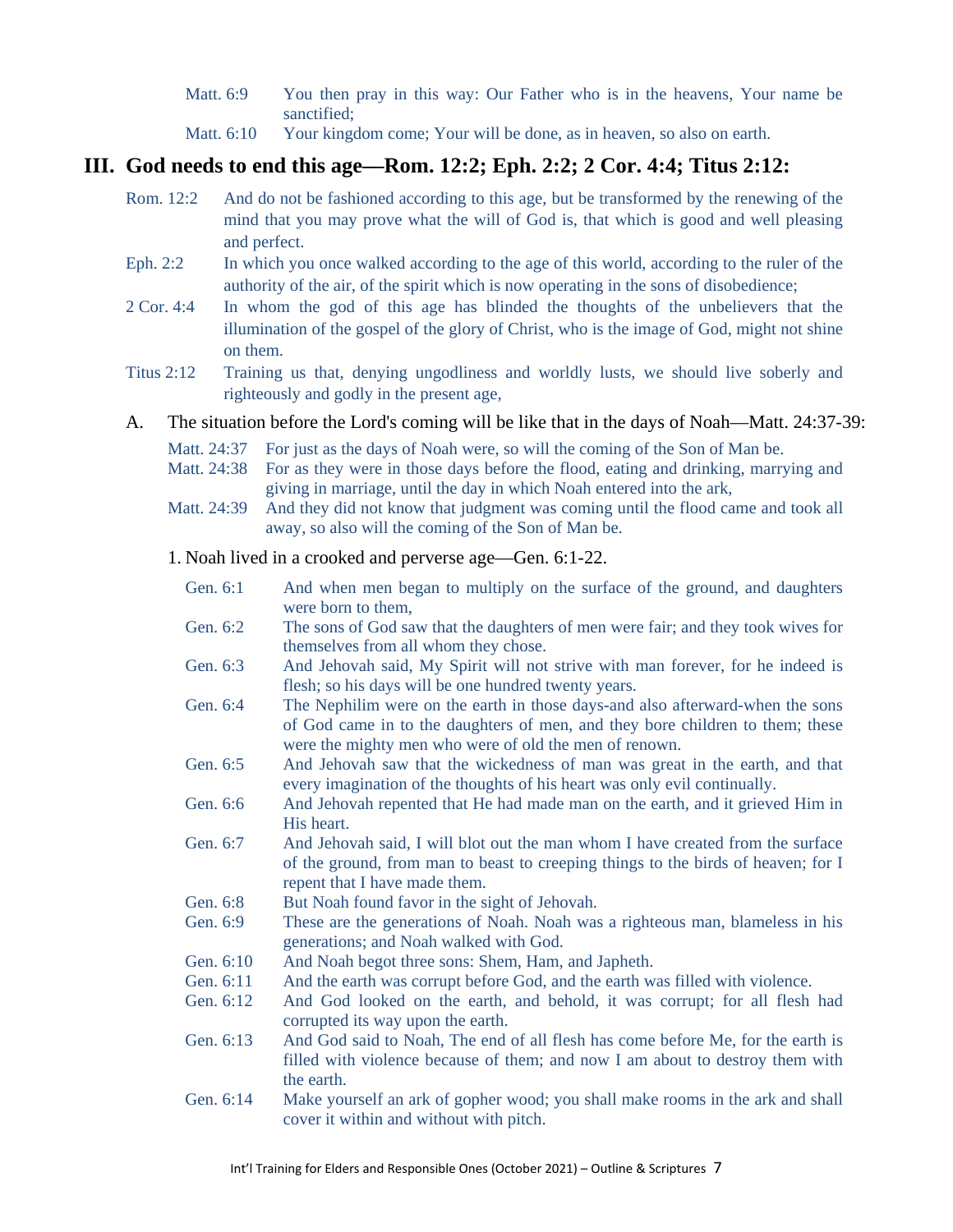Matt. 6:9 You then pray in this way: Our Father who is in the heavens, Your name be sanctified;

Matt. 6:10 Your kingdom come; Your will be done, as in heaven, so also on earth.

## III. God needs to end this age—Rom. 12:2; Eph. 2:2; 2 Cor. 4:4; Titus 2:12:

Rom. 12:2 And do not be fashioned according to this age, but be transformed by the renewing of the mind that you may prove what the will of God is, that which is good and well pleasing and perfect.

Eph. 2:2 In which you once walked according to the age of this world, according to the ruler of the authority of the air, of the spirit which is now operating in the sons of disobedience;

2 Cor. 4:4 In whom the god of this age has blinded the thoughts of the unbelievers that the illumination of the gospel of the glory of Christ, who is the image of God, might not shine on them.

Titus 2:12 Training us that, denying ungodliness and worldly lusts, we should live soberly and righteously and godly in the present age,

A. The situation before the Lord's coming will be like that in the days of Noah—Matt. 24:37-39:

Matt. 24:37 For just as the days of Noah were, so will the coming of the Son of Man be.

Matt. 24:38 For as they were in those days before the flood, eating and drinking, marrying and giving in marriage, until the day in which Noah entered into the ark,

Matt. 24:39 And they did not know that judgment was coming until the flood came and took all away, so also will the coming of the Son of Man be.

1. Noah lived in a crooked and perverse age—Gen. 6:1-22.

Gen. 6:1 And when men began to multiply on the surface of the ground, and daughters were born to them,

Gen. 6:2 The sons of God saw that the daughters of men were fair; and they took wives for themselves from all whom they chose.

Gen. 6:3 And Jehovah said, My Spirit will not strive with man forever, for he indeed is flesh; so his days will be one hundred twenty years.

Gen. 6:4 The Nephilim were on the earth in those days-and also afterward-when the sons of God came in to the daughters of men, and they bore children to them; these were the mighty men who were of old the men of renown.

Gen. 6:5 And Jehovah saw that the wickedness of man was great in the earth, and that every imagination of the thoughts of his heart was only evil continually.

Gen. 6:6 And Jehovah repented that He had made man on the earth, and it grieved Him in His heart.

Gen. 6:7 And Jehovah said, I will blot out the man whom I have created from the surface of the ground, from man to beast to creeping things to the birds of heaven; for I repent that I have made them.

Gen. 6:8 But Noah found favor in the sight of Jehovah.

Gen. 6:9 These are the generations of Noah. Noah was a righteous man, blameless in his generations; and Noah walked with God.

Gen. 6:10 And Noah begot three sons: Shem, Ham, and Japheth.

Gen. 6:11 And the earth was corrupt before God, and the earth was filled with violence.

Gen. 6:12 And God looked on the earth, and behold, it was corrupt; for all flesh had corrupted its way upon the earth.

Gen. 6:13 And God said to Noah, The end of all flesh has come before Me, for the earth is filled with violence because of them; and now I am about to destroy them with the earth.

Gen. 6:14 Make yourself an ark of gopher wood; you shall make rooms in the ark and shall cover it within and without with pitch.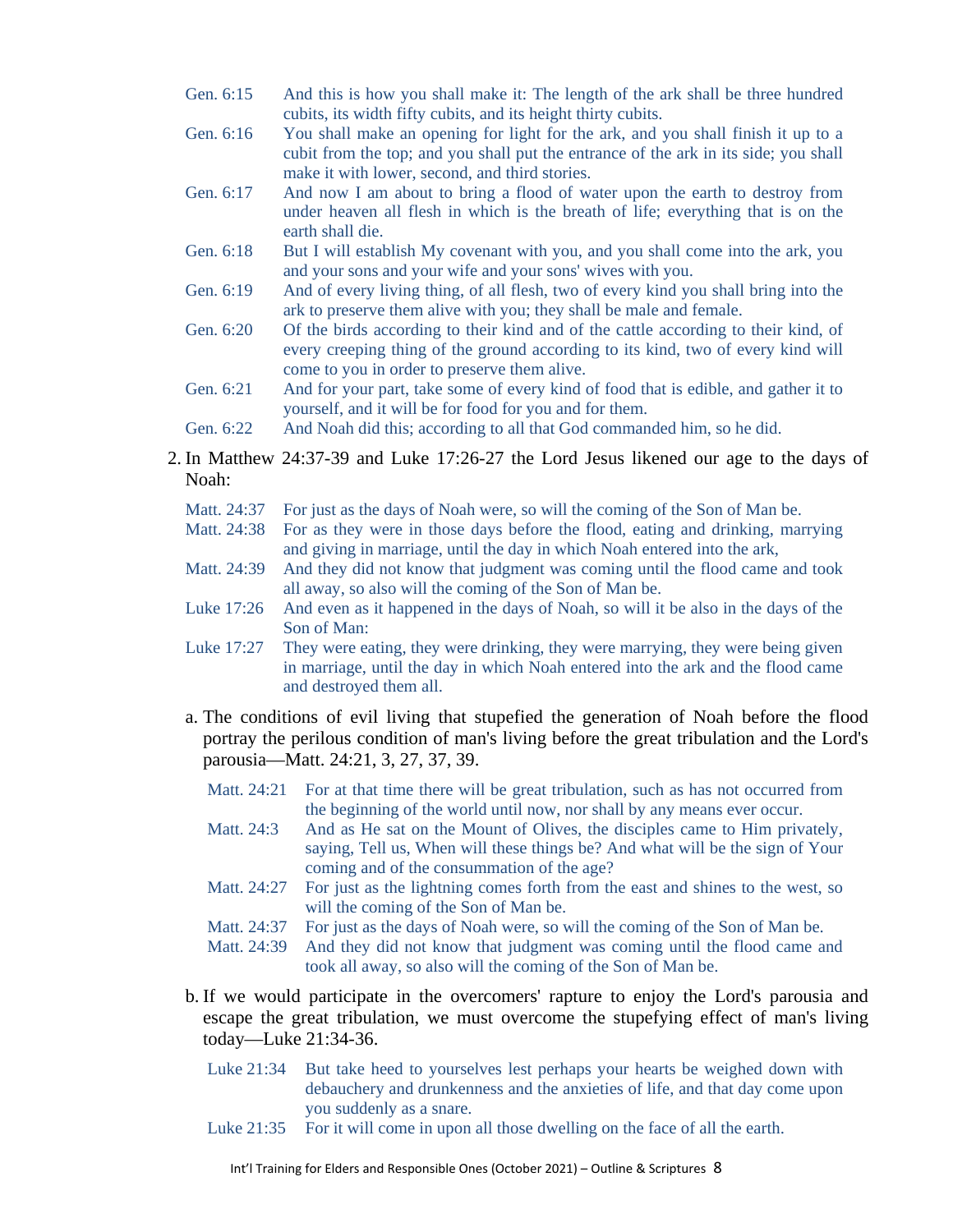Gen. 6:15 And this is how you shall make it: The length of the ark shall be three hundred cubits, its width fifty cubits, and its height thirty cubits.

Gen. 6:16 You shall make an opening for light for the ark, and you shall finish it up to a cubit from the top; and you shall put the entrance of the ark in its side; you shall make it with lower, second, and third stories.

Gen. 6:17 And now I am about to bring a flood of water upon the earth to destroy from under heaven all flesh in which is the breath of life; everything that is on the earth shall die.

Gen. 6:18 But I will establish My covenant with you, and you shall come into the ark, you and your sons and your wife and your sons' wives with you.

Gen. 6:19 And of every living thing, of all flesh, two of every kind you shall bring into the ark to preserve them alive with you; they shall be male and female.

Gen. 6:20 Of the birds according to their kind and of the cattle according to their kind, of every creeping thing of the ground according to its kind, two of every kind will come to you in order to preserve them alive.

Gen. 6:21 And for your part, take some of every kind of food that is edible, and gather it to yourself, and it will be for food for you and for them.

Gen. 6:22 And Noah did this; according to all that God commanded him, so he did.

2. In Matthew 24:37-39 and Luke 17:26-27 the Lord Jesus likened our age to the days of Noah:

Matt. 24:37 For just as the days of Noah were, so will the coming of the Son of Man be.

Matt. 24:38 For as they were in those days before the flood, eating and drinking, marrying and giving in marriage, until the day in which Noah entered into the ark,

Matt. 24:39 And they did not know that judgment was coming until the flood came and took all away, so also will the coming of the Son of Man be.

Luke 17:26 And even as it happened in the days of Noah, so will it be also in the days of the Son of Man:

Luke 17:27 They were eating, they were drinking, they were marrying, they were being given in marriage, until the day in which Noah entered into the ark and the flood came and destroyed them all.

a. The conditions of evil living that stupefied the generation of Noah before the flood portray the perilous condition of man's living before the great tribulation and the Lord's parousia—Matt. 24:21, 3, 27, 37, 39.

Matt. 24:21 For at that time there will be great tribulation, such as has not occurred from the beginning of the world until now, nor shall by any means ever occur.

Matt. 24:3 And as He sat on the Mount of Olives, the disciples came to Him privately, saying, Tell us, When will these things be? And what will be the sign of Your coming and of the consummation of the age?

Matt. 24:27 For just as the lightning comes forth from the east and shines to the west, so will the coming of the Son of Man be.

Matt. 24:37 For just as the days of Noah were, so will the coming of the Son of Man be.

Matt. 24:39 And they did not know that judgment was coming until the flood came and took all away, so also will the coming of the Son of Man be.

b. If we would participate in the overcomers' rapture to enjoy the Lord's parousia and escape the great tribulation, we must overcome the stupefying effect of man's living today—Luke 21:34-36.

Luke 21:34 But take heed to yourselves lest perhaps your hearts be weighed down with debauchery and drunkenness and the anxieties of life, and that day come upon you suddenly as a snare.

Luke 21:35 For it will come in upon all those dwelling on the face of all the earth.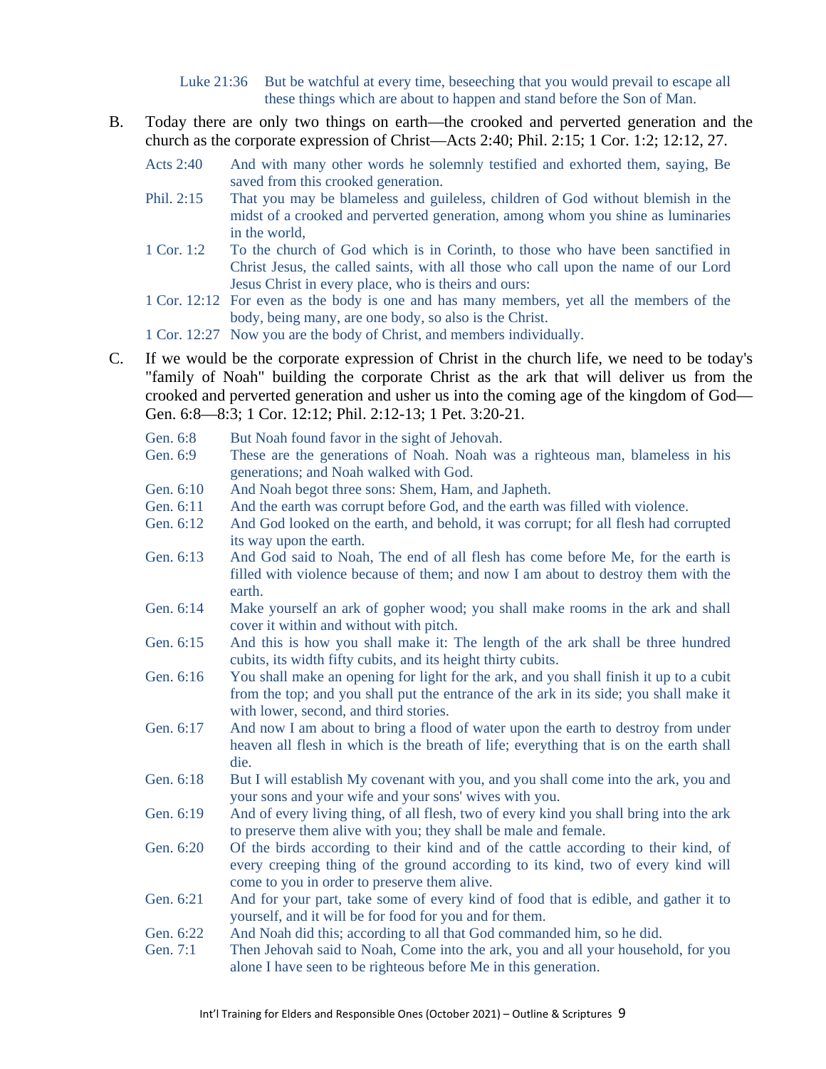Luke 21:36 But be watchful at every time, beseeching that you would prevail to escape all these things which are about to happen and stand before the Son of Man.

B. Today there are only two things on earth—the crooked and perverted generation and the church as the corporate expression of Christ—Acts 2:40; Phil. 2:15; 1 Cor. 1:2; 12:12, 27.

Acts 2:40 And with many other words he solemnly testified and exhorted them, saying, Be saved from this crooked generation.

Phil. 2:15 That you may be blameless and guileless, children of God without blemish in the midst of a crooked and perverted generation, among whom you shine as luminaries in the world,

1 Cor. 1:2 To the church of God which is in Corinth, to those who have been sanctified in Christ Jesus, the called saints, with all those who call upon the name of our Lord Jesus Christ in every place, who is theirs and ours:

1 Cor. 12:12 For even as the body is one and has many members, yet all the members of the body, being many, are one body, so also is the Christ.

1 Cor. 12:27 Now you are the body of Christ, and members individually.

C. If we would be the corporate expression of Christ in the church life, we need to be today's "family of Noah" building the corporate Christ as the ark that will deliver us from the crooked and perverted generation and usher us into the coming age of the kingdom of God—Gen. 6:8—8:3; 1 Cor. 12:12; Phil. 2:12-13; 1 Pet. 3:20-21.

Gen. 6:8 But Noah found favor in the sight of Jehovah.

Gen. 6:9 These are the generations of Noah. Noah was a righteous man, blameless in his generations; and Noah walked with God.

Gen. 6:10 And Noah begot three sons: Shem, Ham, and Japheth.

Gen. 6:11 And the earth was corrupt before God, and the earth was filled with violence.

Gen. 6:12 And God looked on the earth, and behold, it was corrupt; for all flesh had corrupted its way upon the earth.

Gen. 6:13 And God said to Noah, The end of all flesh has come before Me, for the earth is filled with violence because of them; and now I am about to destroy them with the earth.

Gen. 6:14 Make yourself an ark of gopher wood; you shall make rooms in the ark and shall cover it within and without with pitch.

Gen. 6:15 And this is how you shall make it: The length of the ark shall be three hundred cubits, its width fifty cubits, and its height thirty cubits.

Gen. 6:16 You shall make an opening for light for the ark, and you shall finish it up to a cubit from the top; and you shall put the entrance of the ark in its side; you shall make it with lower, second, and third stories.

Gen. 6:17 And now I am about to bring a flood of water upon the earth to destroy from under heaven all flesh in which is the breath of life; everything that is on the earth shall die.

Gen. 6:18 But I will establish My covenant with you, and you shall come into the ark, you and your sons and your wife and your sons' wives with you.

Gen. 6:19 And of every living thing, of all flesh, two of every kind you shall bring into the ark to preserve them alive with you; they shall be male and female.

Gen. 6:20 Of the birds according to their kind and of the cattle according to their kind, of every creeping thing of the ground according to its kind, two of every kind will come to you in order to preserve them alive.

Gen. 6:21 And for your part, take some of every kind of food that is edible, and gather it to yourself, and it will be for food for you and for them.

Gen. 6:22 And Noah did this; according to all that God commanded him, so he did.

Gen. 7:1 Then Jehovah said to Noah, Come into the ark, you and all your household, for you alone I have seen to be righteous before Me in this generation.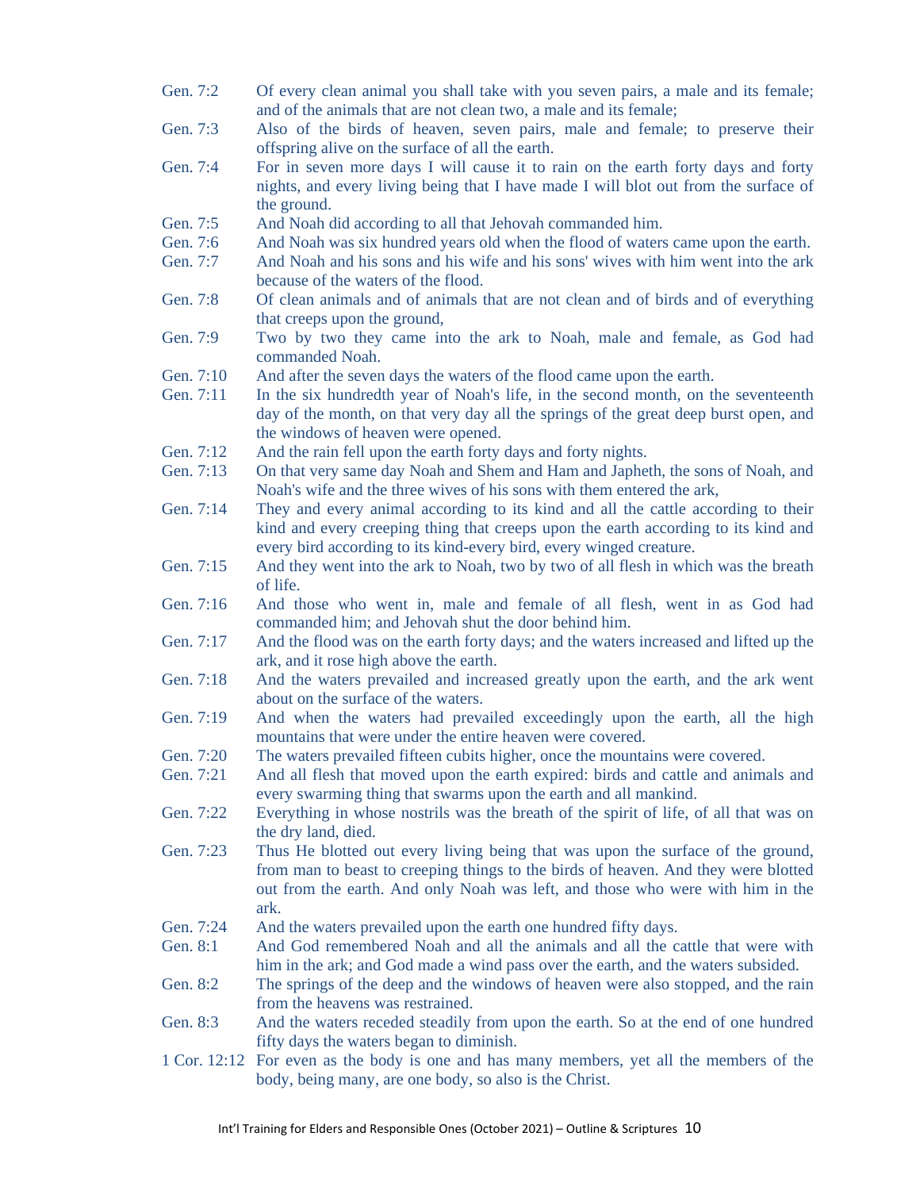Gen. 7:2 Of every clean animal you shall take with you seven pairs, a male and its female; and of the animals that are not clean two, a male and its female;

Gen. 7:3 Also of the birds of heaven, seven pairs, male and female; to preserve their offspring alive on the surface of all the earth.

Gen. 7:4 For in seven more days I will cause it to rain on the earth forty days and forty nights, and every living being that I have made I will blot out from the surface of the ground.

Gen. 7:5 And Noah did according to all that Jehovah commanded him.

Gen. 7:6 And Noah was six hundred years old when the flood of waters came upon the earth.

Gen. 7:7 And Noah and his sons and his wife and his sons' wives with him went into the ark because of the waters of the flood.

Gen. 7:8 Of clean animals and of animals that are not clean and of birds and of everything that creeps upon the ground,

Gen. 7:9 Two by two they came into the ark to Noah, male and female, as God had commanded Noah.

Gen. 7:10 And after the seven days the waters of the flood came upon the earth.

Gen. 7:11 In the six hundredth year of Noah's life, in the second month, on the seventeenth day of the month, on that very day all the springs of the great deep burst open, and the windows of heaven were opened.

Gen. 7:12 And the rain fell upon the earth forty days and forty nights.

Gen. 7:13 On that very same day Noah and Shem and Ham and Japheth, the sons of Noah, and Noah's wife and the three wives of his sons with them entered the ark,

Gen. 7:14 They and every animal according to its kind and all the cattle according to their kind and every creeping thing that creeps upon the earth according to its kind and every bird according to its kind-every bird, every winged creature.

Gen. 7:15 And they went into the ark to Noah, two by two of all flesh in which was the breath of life.

Gen. 7:16 And those who went in, male and female of all flesh, went in as God had commanded him; and Jehovah shut the door behind him.

Gen. 7:17 And the flood was on the earth forty days; and the waters increased and lifted up the ark, and it rose high above the earth.

Gen. 7:18 And the waters prevailed and increased greatly upon the earth, and the ark went about on the surface of the waters.

Gen. 7:19 And when the waters had prevailed exceedingly upon the earth, all the high mountains that were under the entire heaven were covered.

Gen. 7:20 The waters prevailed fifteen cubits higher, once the mountains were covered.

Gen. 7:21 And all flesh that moved upon the earth expired: birds and cattle and animals and every swarming thing that swarms upon the earth and all mankind.

Gen. 7:22 Everything in whose nostrils was the breath of the spirit of life, of all that was on the dry land, died.

Gen. 7:23 Thus He blotted out every living being that was upon the surface of the ground, from man to beast to creeping things to the birds of heaven. And they were blotted out from the earth. And only Noah was left, and those who were with him in the ark.

Gen. 7:24 And the waters prevailed upon the earth one hundred fifty days.

Gen. 8:1 And God remembered Noah and all the animals and all the cattle that were with him in the ark; and God made a wind pass over the earth, and the waters subsided.

Gen. 8:2 The springs of the deep and the windows of heaven were also stopped, and the rain from the heavens was restrained.

Gen. 8:3 And the waters receded steadily from upon the earth. So at the end of one hundred fifty days the waters began to diminish.

1 Cor. 12:12 For even as the body is one and has many members, yet all the members of the body, being many, are one body, so also is the Christ.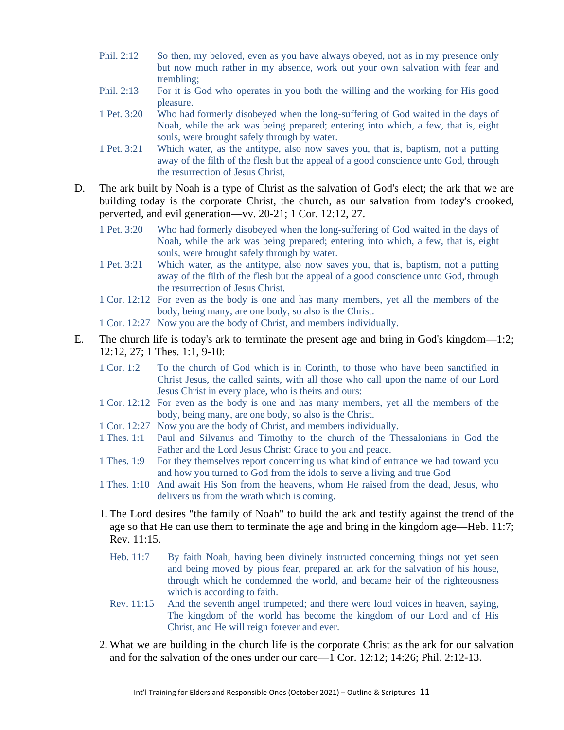Phil. 2:12 So then, my beloved, even as you have always obeyed, not as in my presence only but now much rather in my absence, work out your own salvation with fear and trembling;

Phil. 2:13 For it is God who operates in you both the willing and the working for His good pleasure.

1 Pet. 3:20 Who had formerly disobeyed when the long-suffering of God waited in the days of Noah, while the ark was being prepared; entering into which, a few, that is, eight souls, were brought safely through by water.

1 Pet. 3:21 Which water, as the antitype, also now saves you, that is, baptism, not a putting away of the filth of the flesh but the appeal of a good conscience unto God, through the resurrection of Jesus Christ,

D. The ark built by Noah is a type of Christ as the salvation of God's elect; the ark that we are building today is the corporate Christ, the church, as our salvation from today's crooked, perverted, and evil generation—vv. 20-21; 1 Cor. 12:12, 27.

1 Pet. 3:20 Who had formerly disobeyed when the long-suffering of God waited in the days of Noah, while the ark was being prepared; entering into which, a few, that is, eight souls, were brought safely through by water.

1 Pet. 3:21 Which water, as the antitype, also now saves you, that is, baptism, not a putting away of the filth of the flesh but the appeal of a good conscience unto God, through the resurrection of Jesus Christ,

1 Cor. 12:12 For even as the body is one and has many members, yet all the members of the body, being many, are one body, so also is the Christ.

1 Cor. 12:27 Now you are the body of Christ, and members individually.

E. The church life is today's ark to terminate the present age and bring in God's kingdom—1:2; 12:12, 27; 1 Thes. 1:1, 9-10:

1 Cor. 1:2 To the church of God which is in Corinth, to those who have been sanctified in Christ Jesus, the called saints, with all those who call upon the name of our Lord Jesus Christ in every place, who is theirs and ours:

1 Cor. 12:12 For even as the body is one and has many members, yet all the members of the body, being many, are one body, so also is the Christ.

1 Cor. 12:27 Now you are the body of Christ, and members individually.

1 Thes. 1:1 Paul and Silvanus and Timothy to the church of the Thessalonians in God the Father and the Lord Jesus Christ: Grace to you and peace.

1 Thes. 1:9 For they themselves report concerning us what kind of entrance we had toward you and how you turned to God from the idols to serve a living and true God

1 Thes. 1:10 And await His Son from the heavens, whom He raised from the dead, Jesus, who delivers us from the wrath which is coming.

1. The Lord desires "the family of Noah" to build the ark and testify against the trend of the age so that He can use them to terminate the age and bring in the kingdom age—Heb. 11:7; Rev. 11:15.

   Heb. 11:7 By faith Noah, having been divinely instructed concerning things not yet seen and being moved by pious fear, prepared an ark for the salvation of his house, through which he condemned the world, and became heir of the righteousness which is according to faith.

   Rev. 11:15 And the seventh angel trumpeted; and there were loud voices in heaven, saying, The kingdom of the world has become the kingdom of our Lord and of His Christ, and He will reign forever and ever.

2. What we are building in the church life is the corporate Christ as the ark for our salvation and for the salvation of the ones under our care—1 Cor. 12:12; 14:26; Phil. 2:12-13.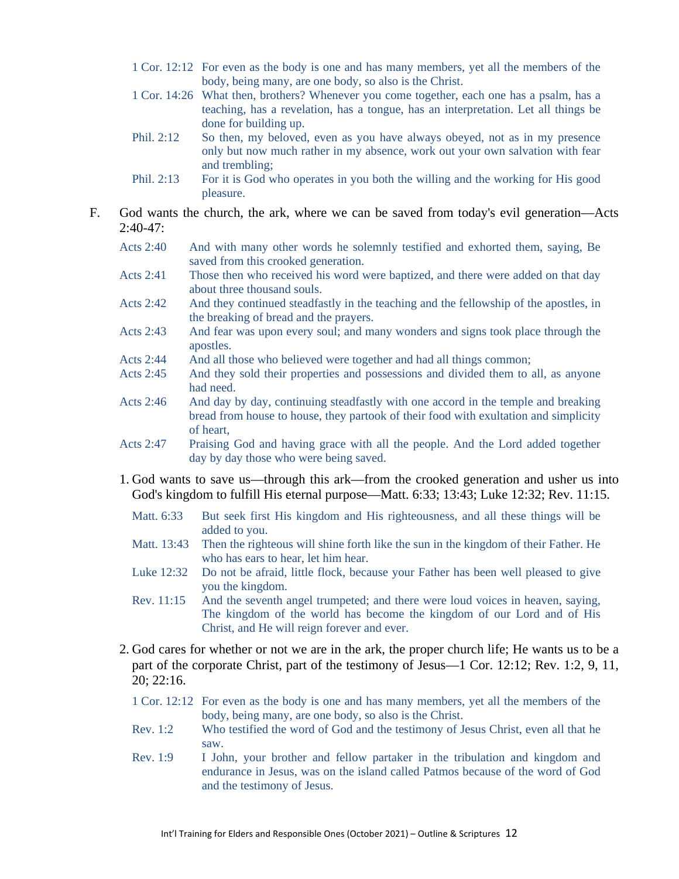1 Cor. 12:12 For even as the body is one and has many members, yet all the members of the body, being many, are one body, so also is the Christ.

1 Cor. 14:26 What then, brothers? Whenever you come together, each one has a psalm, has a teaching, has a revelation, has a tongue, has an interpretation. Let all things be done for building up.

Phil. 2:12 So then, my beloved, even as you have always obeyed, not as in my presence only but now much rather in my absence, work out your own salvation with fear and trembling;

Phil. 2:13 For it is God who operates in you both the willing and the working for His good pleasure.

F. God wants the church, the ark, where we can be saved from today's evil generation—Acts 2:40-47:

Acts 2:40 And with many other words he solemnly testified and exhorted them, saying, Be saved from this crooked generation.

Acts 2:41 Those then who received his word were baptized, and there were added on that day about three thousand souls.

Acts 2:42 And they continued steadfastly in the teaching and the fellowship of the apostles, in the breaking of bread and the prayers.

Acts 2:43 And fear was upon every soul; and many wonders and signs took place through the apostles.

Acts 2:44 And all those who believed were together and had all things common;

Acts 2:45 And they sold their properties and possessions and divided them to all, as anyone had need.

Acts 2:46 And day by day, continuing steadfastly with one accord in the temple and breaking bread from house to house, they partook of their food with exultation and simplicity of heart,

Acts 2:47 Praising God and having grace with all the people. And the Lord added together day by day those who were being saved.

1. God wants to save us—through this ark—from the crooked generation and usher us into God's kingdom to fulfill His eternal purpose—Matt. 6:33; 13:43; Luke 12:32; Rev. 11:15.

   Matt. 6:33 But seek first His kingdom and His righteousness, and all these things will be added to you.

   Matt. 13:43 Then the righteous will shine forth like the sun in the kingdom of their Father. He who has ears to hear, let him hear.

   Luke 12:32 Do not be afraid, little flock, because your Father has been well pleased to give you the kingdom.

   Rev. 11:15 And the seventh angel trumpeted; and there were loud voices in heaven, saying, The kingdom of the world has become the kingdom of our Lord and of His Christ, and He will reign forever and ever.

2. God cares for whether or not we are in the ark, the proper church life; He wants us to be a part of the corporate Christ, part of the testimony of Jesus—1 Cor. 12:12; Rev. 1:2, 9, 11, 20; 22:16.

   1 Cor. 12:12 For even as the body is one and has many members, yet all the members of the body, being many, are one body, so also is the Christ.

   Rev. 1:2 Who testified the word of God and the testimony of Jesus Christ, even all that he saw.

   Rev. 1:9 I John, your brother and fellow partaker in the tribulation and kingdom and endurance in Jesus, was on the island called Patmos because of the word of God and the testimony of Jesus.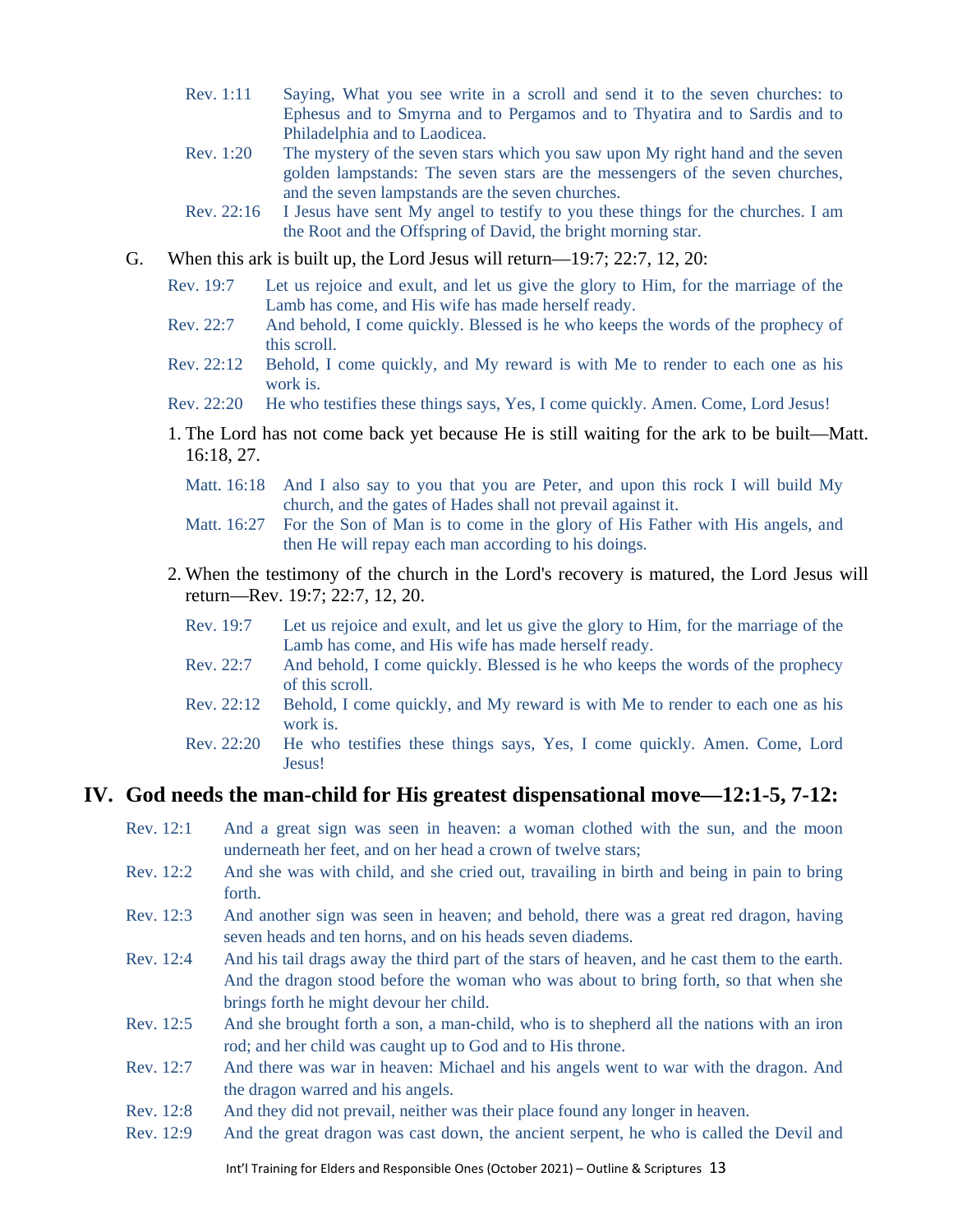Rev. 1:11 Saying, What you see write in a scroll and send it to the seven churches: to Ephesus and to Smyrna and to Pergamos and to Thyatira and to Sardis and to Philadelphia and to Laodicea.

Rev. 1:20 The mystery of the seven stars which you saw upon My right hand and the seven golden lampstands: The seven stars are the messengers of the seven churches, and the seven lampstands are the seven churches.

Rev. 22:16 I Jesus have sent My angel to testify to you these things for the churches. I am the Root and the Offspring of David, the bright morning star.

G. When this ark is built up, the Lord Jesus will return—19:7; 22:7, 12, 20:

Rev. 19:7 Let us rejoice and exult, and let us give the glory to Him, for the marriage of the Lamb has come, and His wife has made herself ready.

Rev. 22:7 And behold, I come quickly. Blessed is he who keeps the words of the prophecy of this scroll.

Rev. 22:12 Behold, I come quickly, and My reward is with Me to render to each one as his work is.

Rev. 22:20 He who testifies these things says, Yes, I come quickly. Amen. Come, Lord Jesus!

1. The Lord has not come back yet because He is still waiting for the ark to be built—Matt. 16:18, 27.

Matt. 16:18 And I also say to you that you are Peter, and upon this rock I will build My church, and the gates of Hades shall not prevail against it.

Matt. 16:27 For the Son of Man is to come in the glory of His Father with His angels, and then He will repay each man according to his doings.

2. When the testimony of the church in the Lord's recovery is matured, the Lord Jesus will return—Rev. 19:7; 22:7, 12, 20.

Rev. 19:7 Let us rejoice and exult, and let us give the glory to Him, for the marriage of the Lamb has come, and His wife has made herself ready.

Rev. 22:7 And behold, I come quickly. Blessed is he who keeps the words of the prophecy of this scroll.

Rev. 22:12 Behold, I come quickly, and My reward is with Me to render to each one as his work is.

Rev. 22:20 He who testifies these things says, Yes, I come quickly. Amen. Come, Lord Jesus!

## IV. God needs the man-child for His greatest dispensational move—12:1-5, 7-12:

Rev. 12:1 And a great sign was seen in heaven: a woman clothed with the sun, and the moon underneath her feet, and on her head a crown of twelve stars;

Rev. 12:2 And she was with child, and she cried out, travailing in birth and being in pain to bring forth.

Rev. 12:3 And another sign was seen in heaven; and behold, there was a great red dragon, having seven heads and ten horns, and on his heads seven diadems.

Rev. 12:4 And his tail drags away the third part of the stars of heaven, and he cast them to the earth. And the dragon stood before the woman who was about to bring forth, so that when she brings forth he might devour her child.

Rev. 12:5 And she brought forth a son, a man-child, who is to shepherd all the nations with an iron rod; and her child was caught up to God and to His throne.

Rev. 12:7 And there was war in heaven: Michael and his angels went to war with the dragon. And the dragon warred and his angels.

Rev. 12:8 And they did not prevail, neither was their place found any longer in heaven.

Rev. 12:9 And the great dragon was cast down, the ancient serpent, he who is called the Devil and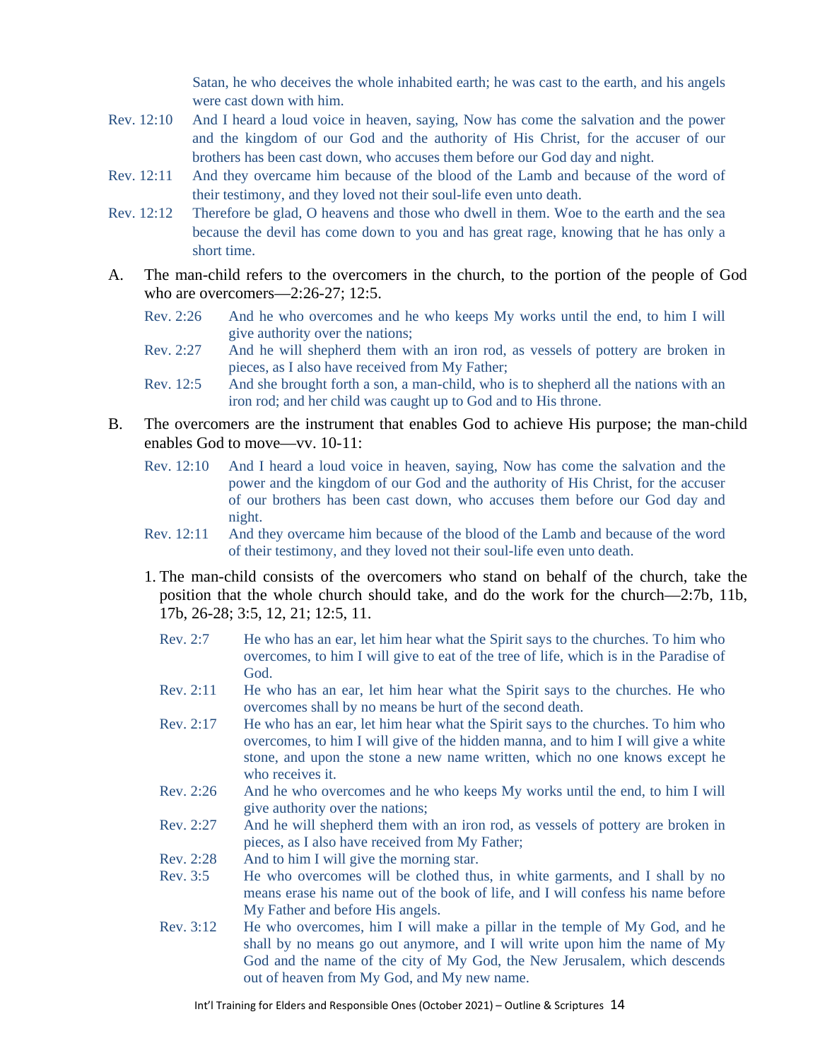Satan, he who deceives the whole inhabited earth; he was cast to the earth, and his angels were cast down with him.

Rev. 12:10 And I heard a loud voice in heaven, saying, Now has come the salvation and the power and the kingdom of our God and the authority of His Christ, for the accuser of our brothers has been cast down, who accuses them before our God day and night.

Rev. 12:11 And they overcame him because of the blood of the Lamb and because of the word of their testimony, and they loved not their soul-life even unto death.

Rev. 12:12 Therefore be glad, O heavens and those who dwell in them. Woe to the earth and the sea because the devil has come down to you and has great rage, knowing that he has only a short time.

A. The man-child refers to the overcomers in the church, to the portion of the people of God who are overcomers—2:26-27; 12:5.

Rev. 2:26 And he who overcomes and he who keeps My works until the end, to him I will give authority over the nations;

Rev. 2:27 And he will shepherd them with an iron rod, as vessels of pottery are broken in pieces, as I also have received from My Father;

Rev. 12:5 And she brought forth a son, a man-child, who is to shepherd all the nations with an iron rod; and her child was caught up to God and to His throne.

B. The overcomers are the instrument that enables God to achieve His purpose; the man-child enables God to move—vv. 10-11:

Rev. 12:10 And I heard a loud voice in heaven, saying, Now has come the salvation and the power and the kingdom of our God and the authority of His Christ, for the accuser of our brothers has been cast down, who accuses them before our God day and night.

Rev. 12:11 And they overcame him because of the blood of the Lamb and because of the word of their testimony, and they loved not their soul-life even unto death.

1. The man-child consists of the overcomers who stand on behalf of the church, take the position that the whole church should take, and do the work for the church—2:7b, 11b, 17b, 26-28; 3:5, 12, 21; 12:5, 11.

Rev. 2:7 He who has an ear, let him hear what the Spirit says to the churches. To him who overcomes, to him I will give to eat of the tree of life, which is in the Paradise of God.

Rev. 2:11 He who has an ear, let him hear what the Spirit says to the churches. He who overcomes shall by no means be hurt of the second death.

Rev. 2:17 He who has an ear, let him hear what the Spirit says to the churches. To him who overcomes, to him I will give of the hidden manna, and to him I will give a white stone, and upon the stone a new name written, which no one knows except he who receives it.

Rev. 2:26 And he who overcomes and he who keeps My works until the end, to him I will give authority over the nations;

Rev. 2:27 And he will shepherd them with an iron rod, as vessels of pottery are broken in pieces, as I also have received from My Father;

Rev. 2:28 And to him I will give the morning star.

Rev. 3:5 He who overcomes will be clothed thus, in white garments, and I shall by no means erase his name out of the book of life, and I will confess his name before My Father and before His angels.

Rev. 3:12 He who overcomes, him I will make a pillar in the temple of My God, and he shall by no means go out anymore, and I will write upon him the name of My God and the name of the city of My God, the New Jerusalem, which descends out of heaven from My God, and My new name.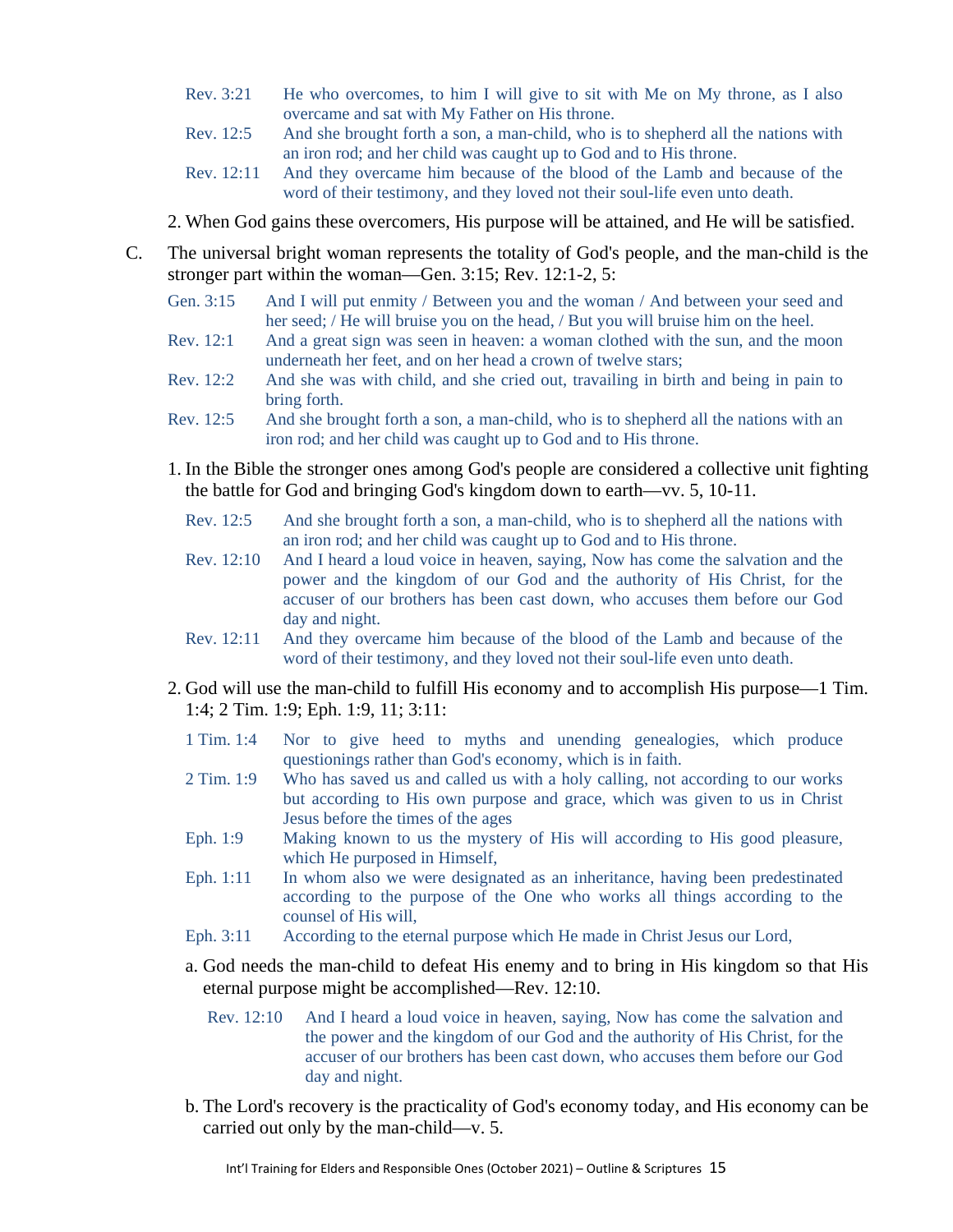Rev. 3:21 He who overcomes, to him I will give to sit with Me on My throne, as I also overcame and sat with My Father on His throne.

Rev. 12:5 And she brought forth a son, a man-child, who is to shepherd all the nations with an iron rod; and her child was caught up to God and to His throne.

Rev. 12:11 And they overcame him because of the blood of the Lamb and because of the word of their testimony, and they loved not their soul-life even unto death.

2. When God gains these overcomers, His purpose will be attained, and He will be satisfied.

C. The universal bright woman represents the totality of God's people, and the man-child is the stronger part within the woman—Gen. 3:15; Rev. 12:1-2, 5:

Gen. 3:15 And I will put enmity / Between you and the woman / And between your seed and her seed; / He will bruise you on the head, / But you will bruise him on the heel.

Rev. 12:1 And a great sign was seen in heaven: a woman clothed with the sun, and the moon underneath her feet, and on her head a crown of twelve stars;

Rev. 12:2 And she was with child, and she cried out, travailing in birth and being in pain to bring forth.

Rev. 12:5 And she brought forth a son, a man-child, who is to shepherd all the nations with an iron rod; and her child was caught up to God and to His throne.

1. In the Bible the stronger ones among God's people are considered a collective unit fighting the battle for God and bringing God's kingdom down to earth—vv. 5, 10-11.

Rev. 12:5 And she brought forth a son, a man-child, who is to shepherd all the nations with an iron rod; and her child was caught up to God and to His throne.

Rev. 12:10 And I heard a loud voice in heaven, saying, Now has come the salvation and the power and the kingdom of our God and the authority of His Christ, for the accuser of our brothers has been cast down, who accuses them before our God day and night.

Rev. 12:11 And they overcame him because of the blood of the Lamb and because of the word of their testimony, and they loved not their soul-life even unto death.

2. God will use the man-child to fulfill His economy and to accomplish His purpose—1 Tim. 1:4; 2 Tim. 1:9; Eph. 1:9, 11; 3:11:

1 Tim. 1:4 Nor to give heed to myths and unending genealogies, which produce questionings rather than God's economy, which is in faith.

2 Tim. 1:9 Who has saved us and called us with a holy calling, not according to our works but according to His own purpose and grace, which was given to us in Christ Jesus before the times of the ages

Eph. 1:9 Making known to us the mystery of His will according to His good pleasure, which He purposed in Himself,

Eph. 1:11 In whom also we were designated as an inheritance, having been predestinated according to the purpose of the One who works all things according to the counsel of His will,

Eph. 3:11 According to the eternal purpose which He made in Christ Jesus our Lord,

a. God needs the man-child to defeat His enemy and to bring in His kingdom so that His eternal purpose might be accomplished—Rev. 12:10.

Rev. 12:10 And I heard a loud voice in heaven, saying, Now has come the salvation and the power and the kingdom of our God and the authority of His Christ, for the accuser of our brothers has been cast down, who accuses them before our God day and night.

b. The Lord's recovery is the practicality of God's economy today, and His economy can be carried out only by the man-child—v. 5.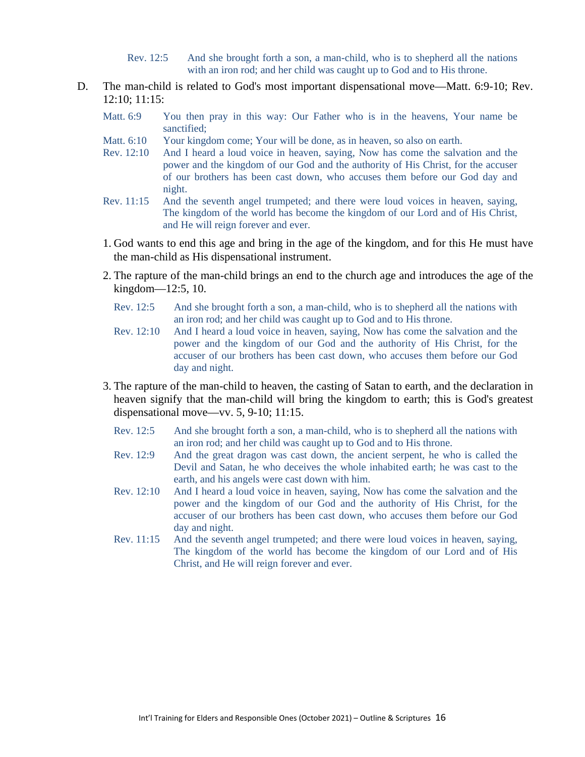Rev. 12:5 And she brought forth a son, a man-child, who is to shepherd all the nations with an iron rod; and her child was caught up to God and to His throne.

D. The man-child is related to God's most important dispensational move—Matt. 6:9-10; Rev. 12:10; 11:15:

Matt. 6:9 You then pray in this way: Our Father who is in the heavens, Your name be sanctified;

Matt. 6:10 Your kingdom come; Your will be done, as in heaven, so also on earth.

Rev. 12:10 And I heard a loud voice in heaven, saying, Now has come the salvation and the power and the kingdom of our God and the authority of His Christ, for the accuser of our brothers has been cast down, who accuses them before our God day and night.

Rev. 11:15 And the seventh angel trumpeted; and there were loud voices in heaven, saying, The kingdom of the world has become the kingdom of our Lord and of His Christ, and He will reign forever and ever.

1. God wants to end this age and bring in the age of the kingdom, and for this He must have the man-child as His dispensational instrument.

2. The rapture of the man-child brings an end to the church age and introduces the age of the kingdom—12:5, 10.

   Rev. 12:5 And she brought forth a son, a man-child, who is to shepherd all the nations with an iron rod; and her child was caught up to God and to His throne.

   Rev. 12:10 And I heard a loud voice in heaven, saying, Now has come the salvation and the power and the kingdom of our God and the authority of His Christ, for the accuser of our brothers has been cast down, who accuses them before our God day and night.

3. The rapture of the man-child to heaven, the casting of Satan to earth, and the declaration in heaven signify that the man-child will bring the kingdom to earth; this is God's greatest dispensational move—vv. 5, 9-10; 11:15.

   Rev. 12:5 And she brought forth a son, a man-child, who is to shepherd all the nations with an iron rod; and her child was caught up to God and to His throne.

   Rev. 12:9 And the great dragon was cast down, the ancient serpent, he who is called the Devil and Satan, he who deceives the whole inhabited earth; he was cast to the earth, and his angels were cast down with him.

   Rev. 12:10 And I heard a loud voice in heaven, saying, Now has come the salvation and the power and the kingdom of our God and the authority of His Christ, for the accuser of our brothers has been cast down, who accuses them before our God day and night.

   Rev. 11:15 And the seventh angel trumpeted; and there were loud voices in heaven, saying, The kingdom of the world has become the kingdom of our Lord and of His Christ, and He will reign forever and ever.